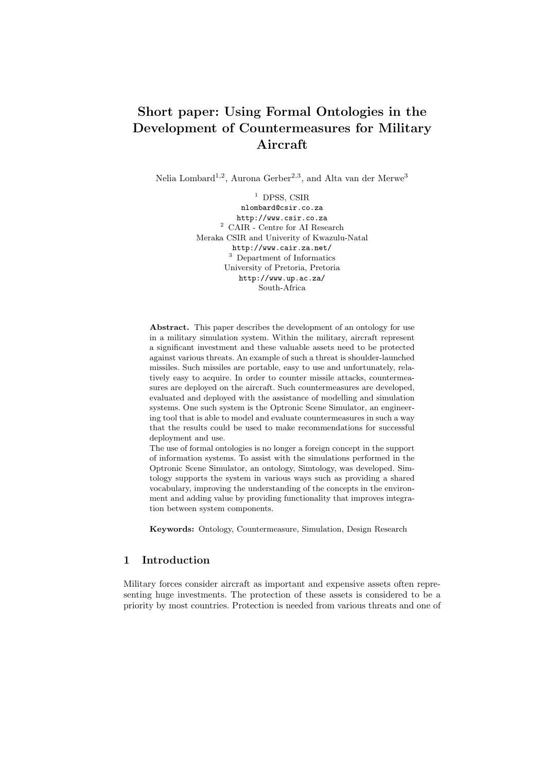# Short paper: Using Formal Ontologies in the Development of Countermeasures for Military Aircraft

Nelia Lombard[1,2], Aurona Gerber[2,3], and Alta van der Merwe[3]

[1] DPSS, CSIR
nlombard@csir.co.za
http://www.csir.co.za
[2] CAIR - Centre for AI Research
Meraka CSIR and Univerity of Kwazulu-Natal
http://www.cair.za.net/
[3] Department of Informatics
University of Pretoria, Pretoria
http://www.up.ac.za/
South-Africa

**Abstract.** This paper describes the development of an ontology for use in a military simulation system. Within the military, aircraft represent a significant investment and these valuable assets need to be protected against various threats. An example of such a threat is shoulder-launched missiles. Such missiles are portable, easy to use and unfortunately, relatively easy to acquire. In order to counter missile attacks, countermeasures are deployed on the aircraft. Such countermeasures are developed, evaluated and deployed with the assistance of modelling and simulation systems. One such system is the Optronic Scene Simulator, an engineering tool that is able to model and evaluate countermeasures in such a way that the results could be used to make recommendations for successful deployment and use.

The use of formal ontologies is no longer a foreign concept in the support of information systems. To assist with the simulations performed in the Optronic Scene Simulator, an ontology, Simtology, was developed. Simtology supports the system in various ways such as providing a shared vocabulary, improving the understanding of the concepts in the environment and adding value by providing functionality that improves integration between system components.

**Keywords:** Ontology, Countermeasure, Simulation, Design Research

## 1 Introduction

Military forces consider aircraft as important and expensive assets often representing huge investments. The protection of these assets is considered to be a priority by most countries. Protection is needed from various threats and one of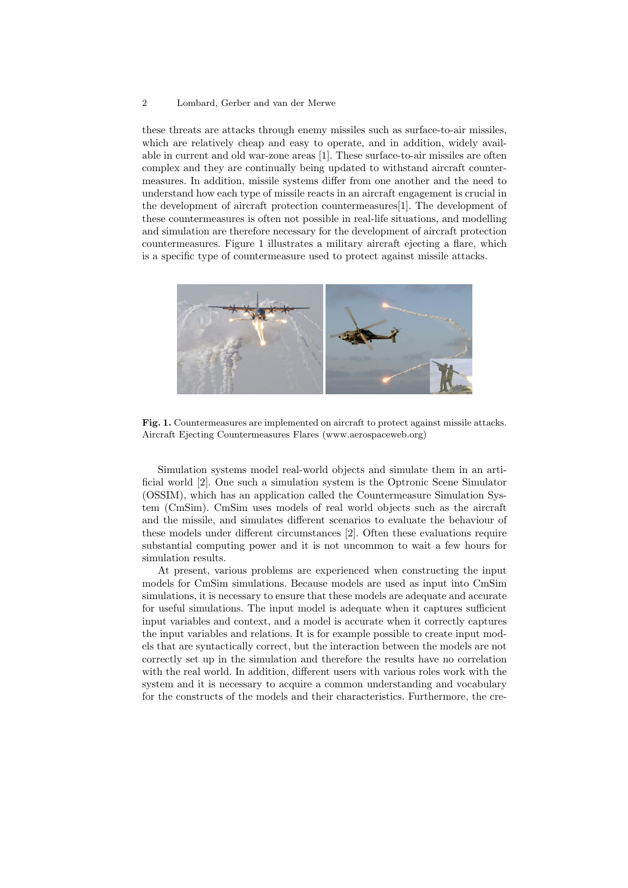these threats are attacks through enemy missiles such as surface-to-air missiles, which are relatively cheap and easy to operate, and in addition, widely available in current and old war-zone areas [1]. These surface-to-air missiles are often complex and they are continually being updated to withstand aircraft countermeasures. In addition, missile systems differ from one another and the need to understand how each type of missile reacts in an aircraft engagement is crucial in the development of aircraft protection countermeasures[1]. The development of these countermeasures is often not possible in real-life situations, and modelling and simulation are therefore necessary for the development of aircraft protection countermeasures. Figure 1 illustrates a military aircraft ejecting a flare, which is a specific type of countermeasure used to protect against missile attacks.

**Fig. 1.** Countermeasures are implemented on aircraft to protect against missile attacks. Aircraft Ejecting Countermeasures Flares (www.aerospaceweb.org)

Simulation systems model real-world objects and simulate them in an artificial world [2]. One such a simulation system is the Optronic Scene Simulator (OSSIM), which has an application called the Countermeasure Simulation System (CmSim). CmSim uses models of real world objects such as the aircraft and the missile, and simulates different scenarios to evaluate the behaviour of these models under different circumstances [2]. Often these evaluations require substantial computing power and it is not uncommon to wait a few hours for simulation results.

At present, various problems are experienced when constructing the input models for CmSim simulations. Because models are used as input into CmSim simulations, it is necessary to ensure that these models are adequate and accurate for useful simulations. The input model is adequate when it captures sufficient input variables and context, and a model is accurate when it correctly captures the input variables and relations. It is for example possible to create input models that are syntactically correct, but the interaction between the models are not correctly set up in the simulation and therefore the results have no correlation with the real world. In addition, different users with various roles work with the system and it is necessary to acquire a common understanding and vocabulary for the constructs of the models and their characteristics. Furthermore, the cre-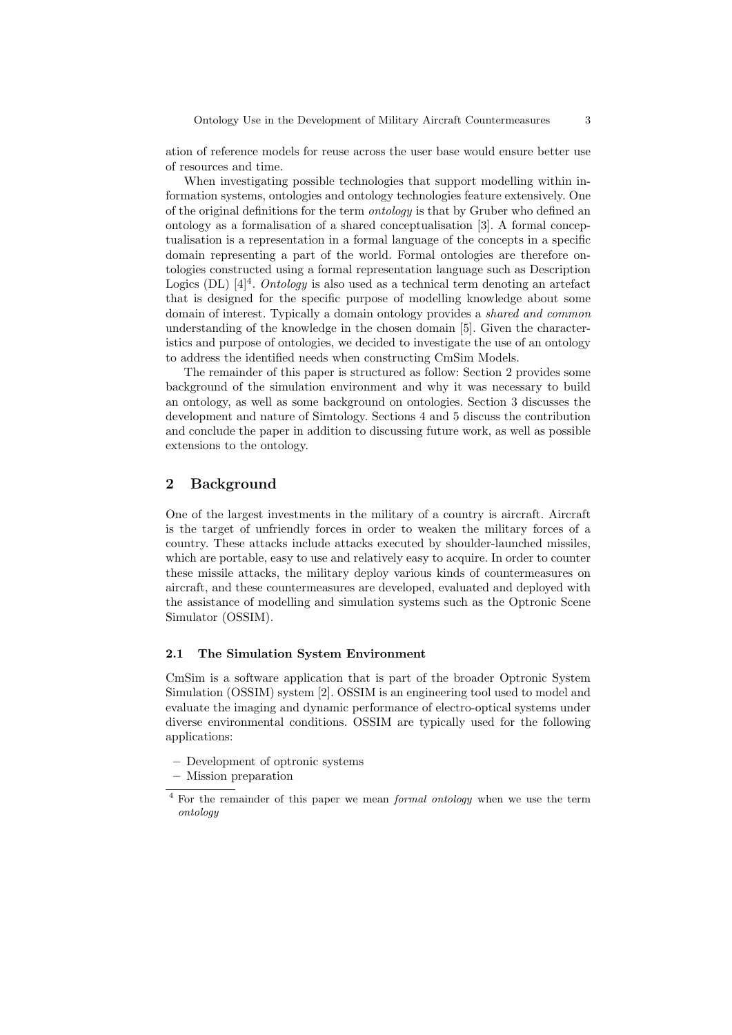ation of reference models for reuse across the user base would ensure better use of resources and time.

When investigating possible technologies that support modelling within information systems, ontologies and ontology technologies feature extensively. One of the original definitions for the term *ontology* is that by Gruber who defined an ontology as a formalisation of a shared conceptualisation [3]. A formal conceptualisation is a representation in a formal language of the concepts in a specific domain representing a part of the world. Formal ontologies are therefore ontologies constructed using a formal representation language such as Description Logics (DL) [4][4]. *Ontology* is also used as a technical term denoting an artefact that is designed for the specific purpose of modelling knowledge about some domain of interest. Typically a domain ontology provides a *shared and common* understanding of the knowledge in the chosen domain [5]. Given the characteristics and purpose of ontologies, we decided to investigate the use of an ontology to address the identified needs when constructing CmSim Models.

The remainder of this paper is structured as follow: Section 2 provides some background of the simulation environment and why it was necessary to build an ontology, as well as some background on ontologies. Section 3 discusses the development and nature of Simtology. Sections 4 and 5 discuss the contribution and conclude the paper in addition to discussing future work, as well as possible extensions to the ontology.

## 2 Background

One of the largest investments in the military of a country is aircraft. Aircraft is the target of unfriendly forces in order to weaken the military forces of a country. These attacks include attacks executed by shoulder-launched missiles, which are portable, easy to use and relatively easy to acquire. In order to counter these missile attacks, the military deploy various kinds of countermeasures on aircraft, and these countermeasures are developed, evaluated and deployed with the assistance of modelling and simulation systems such as the Optronic Scene Simulator (OSSIM).

### 2.1 The Simulation System Environment

CmSim is a software application that is part of the broader Optronic System Simulation (OSSIM) system [2]. OSSIM is an engineering tool used to model and evaluate the imaging and dynamic performance of electro-optical systems under diverse environmental conditions. OSSIM are typically used for the following applications:

- Development of optronic systems
- Mission preparation

[4] For the remainder of this paper we mean *formal ontology* when we use the term *ontology*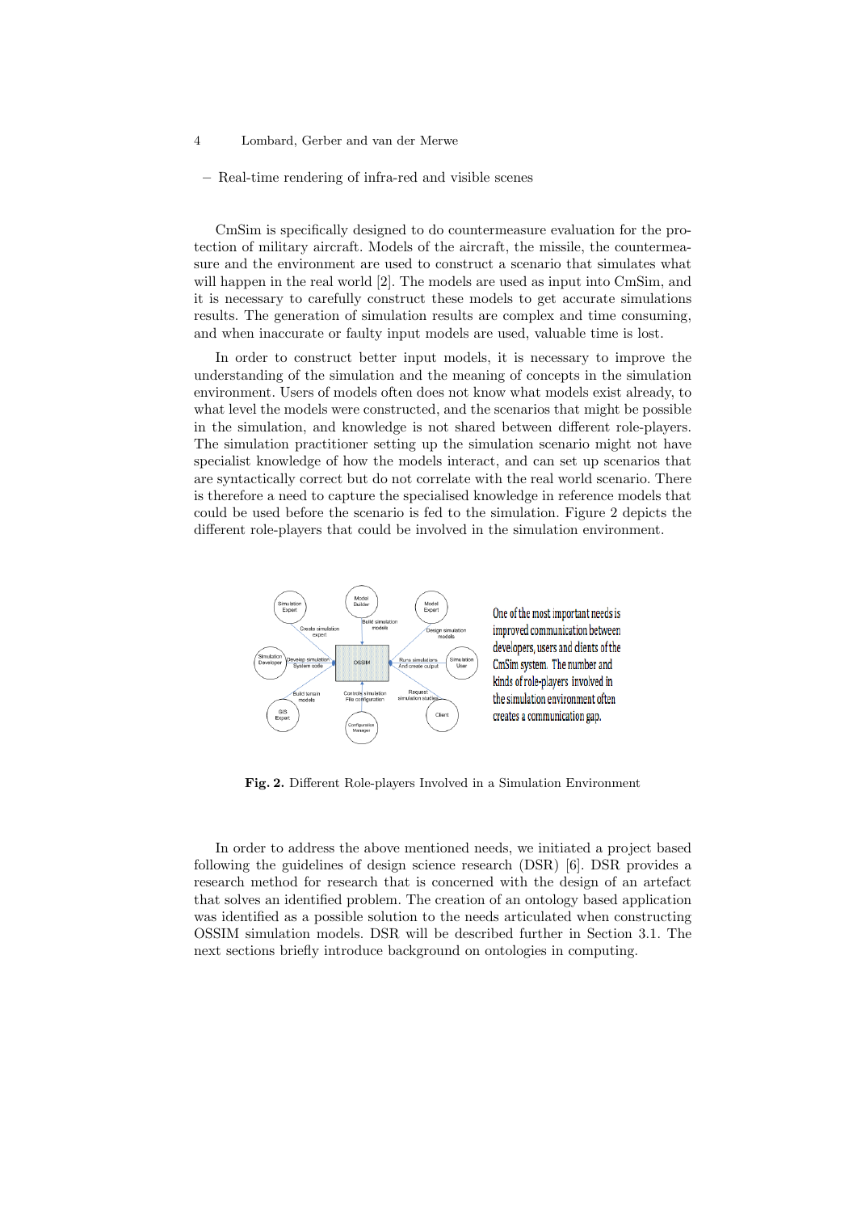– Real-time rendering of infra-red and visible scenes

CmSim is specifically designed to do countermeasure evaluation for the protection of military aircraft. Models of the aircraft, the missile, the countermeasure and the environment are used to construct a scenario that simulates what will happen in the real world [2]. The models are used as input into CmSim, and it is necessary to carefully construct these models to get accurate simulations results. The generation of simulation results are complex and time consuming, and when inaccurate or faulty input models are used, valuable time is lost.

In order to construct better input models, it is necessary to improve the understanding of the simulation and the meaning of concepts in the simulation environment. Users of models often does not know what models exist already, to what level the models were constructed, and the scenarios that might be possible in the simulation, and knowledge is not shared between different role-players. The simulation practitioner setting up the simulation scenario might not have specialist knowledge of how the models interact, and can set up scenarios that are syntactically correct but do not correlate with the real world scenario. There is therefore a need to capture the specialised knowledge in reference models that could be used before the scenario is fed to the simulation. Figure 2 depicts the different role-players that could be involved in the simulation environment.

One of the most important needs is improved communication between developers, users and clients of the CmSim system. The number and kinds of role-players involved in the simulation environment often creates a communication gap.

**Fig. 2.** Different Role-players Involved in a Simulation Environment

In order to address the above mentioned needs, we initiated a project based following the guidelines of design science research (DSR) [6]. DSR provides a research method for research that is concerned with the design of an artefact that solves an identified problem. The creation of an ontology based application was identified as a possible solution to the needs articulated when constructing OSSIM simulation models. DSR will be described further in Section 3.1. The next sections briefly introduce background on ontologies in computing.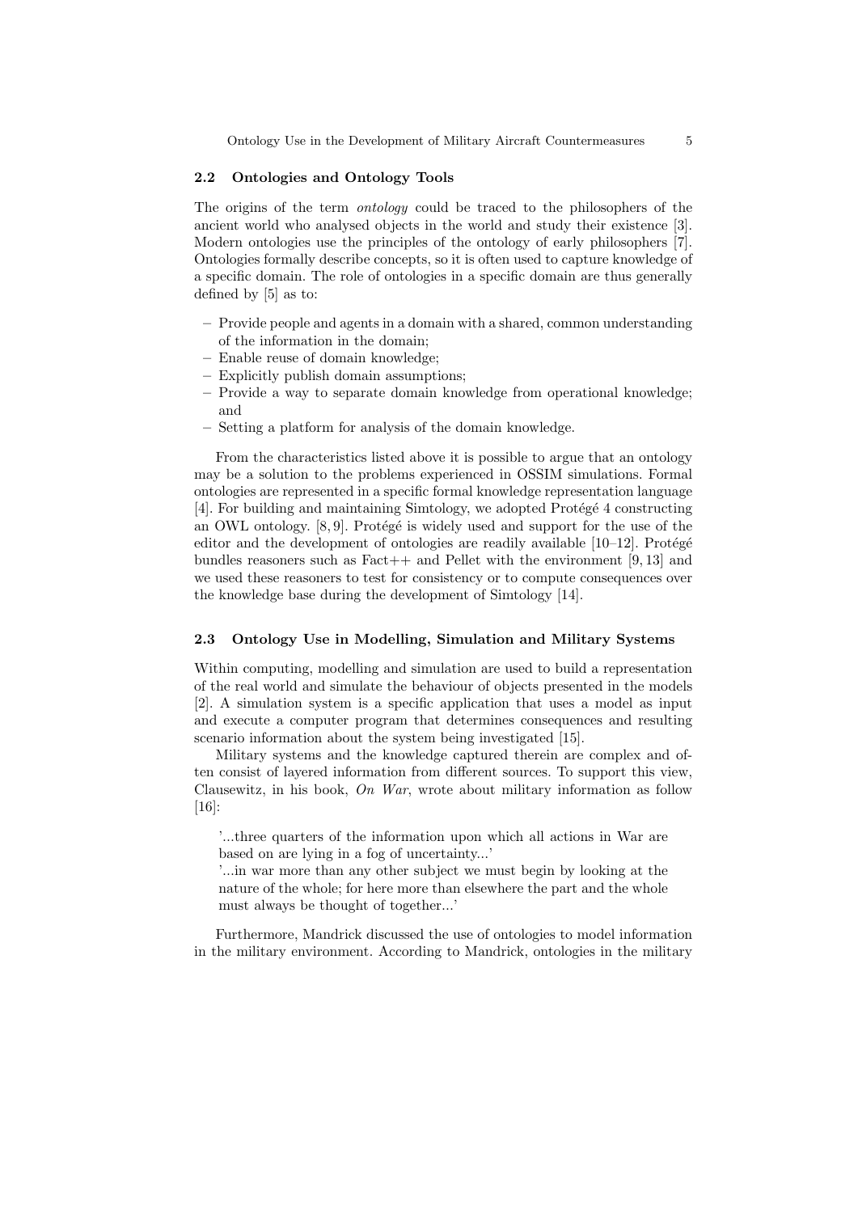### 2.2 Ontologies and Ontology Tools

The origins of the term *ontology* could be traced to the philosophers of the ancient world who analysed objects in the world and study their existence [3]. Modern ontologies use the principles of the ontology of early philosophers [7]. Ontologies formally describe concepts, so it is often used to capture knowledge of a specific domain. The role of ontologies in a specific domain are thus generally defined by [5] as to:

- Provide people and agents in a domain with a shared, common understanding of the information in the domain;
- Enable reuse of domain knowledge;
- Explicitly publish domain assumptions;
- Provide a way to separate domain knowledge from operational knowledge; and
- Setting a platform for analysis of the domain knowledge.

From the characteristics listed above it is possible to argue that an ontology may be a solution to the problems experienced in OSSIM simulations. Formal ontologies are represented in a specific formal knowledge representation language [4]. For building and maintaining Simtology, we adopted Protégé 4 constructing an OWL ontology. [8, 9]. Protégé is widely used and support for the use of the editor and the development of ontologies are readily available [10–12]. Protégé bundles reasoners such as Fact++ and Pellet with the environment [9, 13] and we used these reasoners to test for consistency or to compute consequences over the knowledge base during the development of Simtology [14].

### 2.3 Ontology Use in Modelling, Simulation and Military Systems

Within computing, modelling and simulation are used to build a representation of the real world and simulate the behaviour of objects presented in the models [2]. A simulation system is a specific application that uses a model as input and execute a computer program that determines consequences and resulting scenario information about the system being investigated [15].

Military systems and the knowledge captured therein are complex and often consist of layered information from different sources. To support this view, Clausewitz, in his book, *On War*, wrote about military information as follow [16]:

> '...three quarters of the information upon which all actions in War are based on are lying in a fog of uncertainty...'
> '...in war more than any other subject we must begin by looking at the nature of the whole; for here more than elsewhere the part and the whole must always be thought of together...'

Furthermore, Mandrick discussed the use of ontologies to model information in the military environment. According to Mandrick, ontologies in the military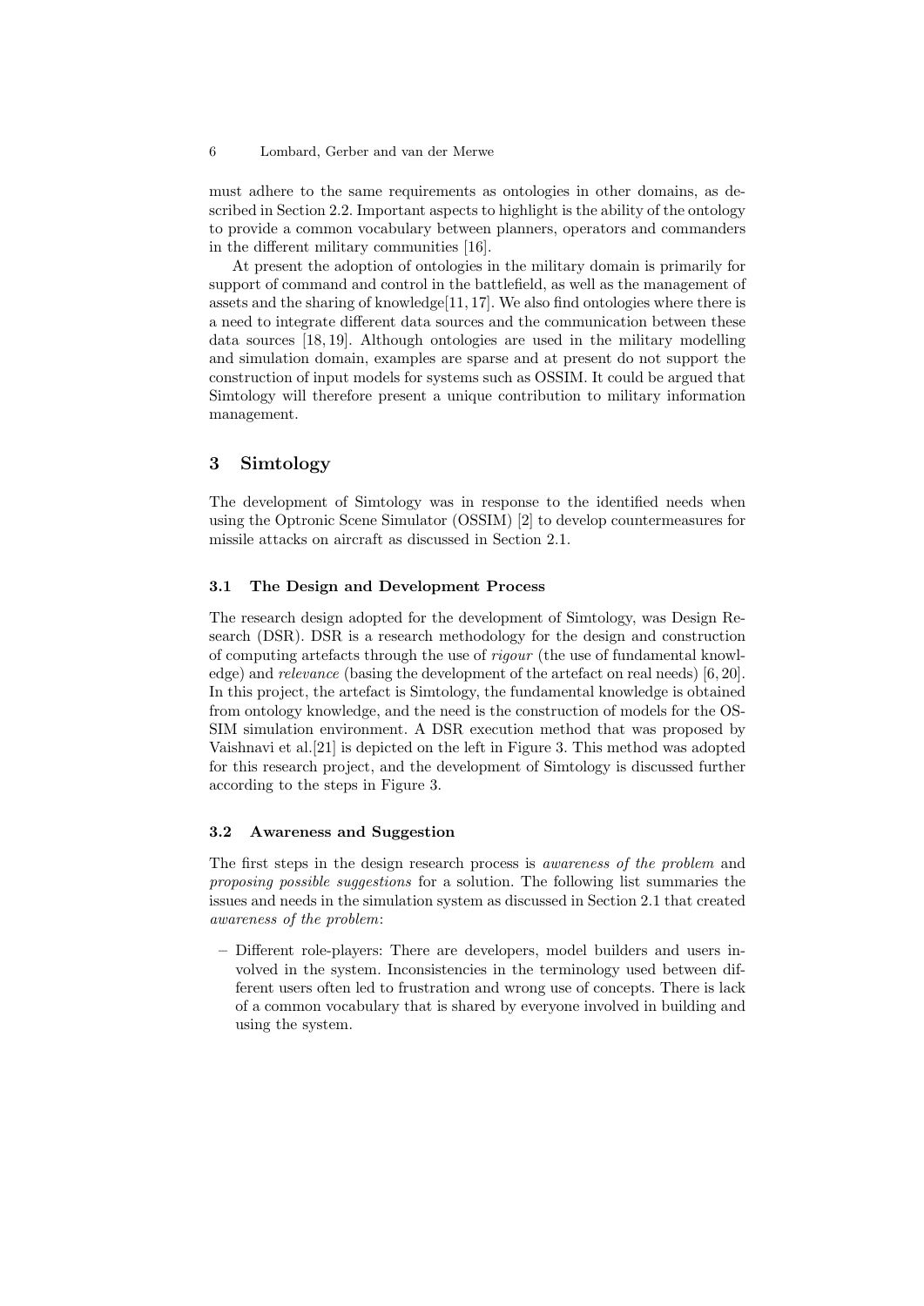must adhere to the same requirements as ontologies in other domains, as described in Section 2.2. Important aspects to highlight is the ability of the ontology to provide a common vocabulary between planners, operators and commanders in the different military communities [16].

At present the adoption of ontologies in the military domain is primarily for support of command and control in the battlefield, as well as the management of assets and the sharing of knowledge[11, 17]. We also find ontologies where there is a need to integrate different data sources and the communication between these data sources [18, 19]. Although ontologies are used in the military modelling and simulation domain, examples are sparse and at present do not support the construction of input models for systems such as OSSIM. It could be argued that Simtology will therefore present a unique contribution to military information management.

## 3 Simtology

The development of Simtology was in response to the identified needs when using the Optronic Scene Simulator (OSSIM) [2] to develop countermeasures for missile attacks on aircraft as discussed in Section 2.1.

### 3.1 The Design and Development Process

The research design adopted for the development of Simtology, was Design Research (DSR). DSR is a research methodology for the design and construction of computing artefacts through the use of *rigour* (the use of fundamental knowledge) and *relevance* (basing the development of the artefact on real needs) [6, 20]. In this project, the artefact is Simtology, the fundamental knowledge is obtained from ontology knowledge, and the need is the construction of models for the OSSIM simulation environment. A DSR execution method that was proposed by Vaishnavi et al.[21] is depicted on the left in Figure 3. This method was adopted for this research project, and the development of Simtology is discussed further according to the steps in Figure 3.

### 3.2 Awareness and Suggestion

The first steps in the design research process is *awareness of the problem* and *proposing possible suggestions* for a solution. The following list summaries the issues and needs in the simulation system as discussed in Section 2.1 that created *awareness of the problem*:

- Different role-players: There are developers, model builders and users involved in the system. Inconsistencies in the terminology used between different users often led to frustration and wrong use of concepts. There is lack of a common vocabulary that is shared by everyone involved in building and using the system.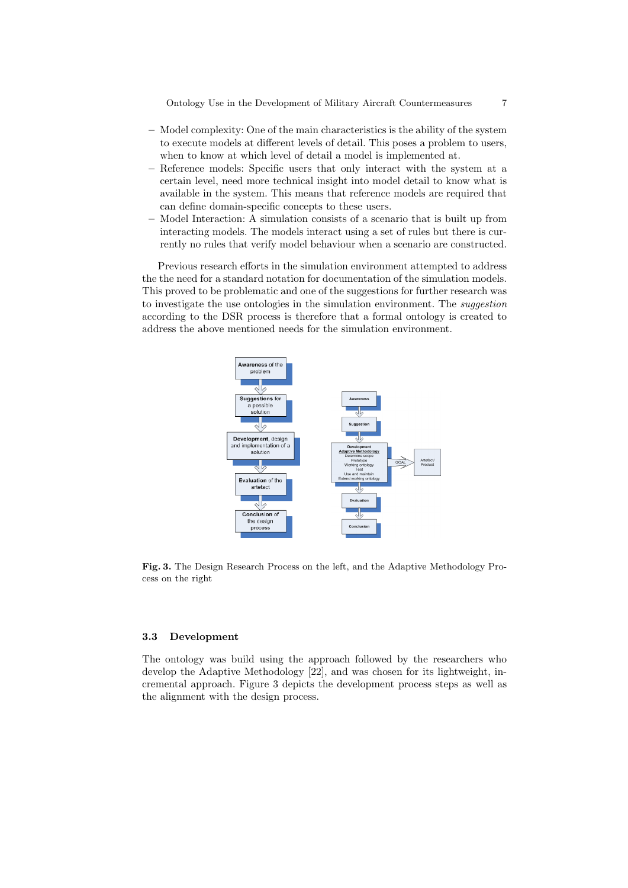- Model complexity: One of the main characteristics is the ability of the system to execute models at different levels of detail. This poses a problem to users, when to know at which level of detail a model is implemented at.
- Reference models: Specific users that only interact with the system at a certain level, need more technical insight into model detail to know what is available in the system. This means that reference models are required that can define domain-specific concepts to these users.
- Model Interaction: A simulation consists of a scenario that is built up from interacting models. The models interact using a set of rules but there is currently no rules that verify model behaviour when a scenario are constructed.

Previous research efforts in the simulation environment attempted to address the the need for a standard notation for documentation of the simulation models. This proved to be problematic and one of the suggestions for further research was to investigate the use ontologies in the simulation environment. The *suggestion* according to the DSR process is therefore that a formal ontology is created to address the above mentioned needs for the simulation environment.

**Fig. 3.** The Design Research Process on the left, and the Adaptive Methodology Process on the right

### 3.3 Development

The ontology was build using the approach followed by the researchers who develop the Adaptive Methodology [22], and was chosen for its lightweight, incremental approach. Figure 3 depicts the development process steps as well as the alignment with the design process.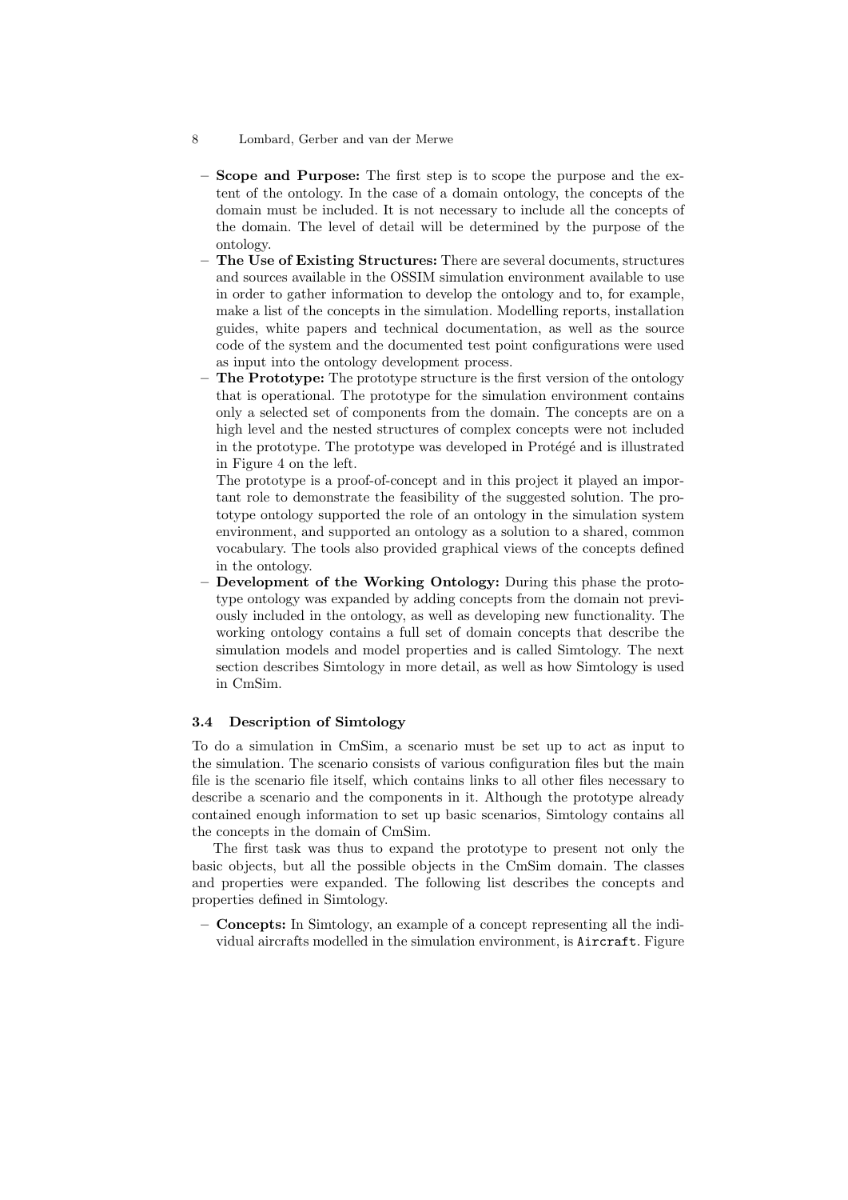- **Scope and Purpose:** The first step is to scope the purpose and the extent of the ontology. In the case of a domain ontology, the concepts of the domain must be included. It is not necessary to include all the concepts of the domain. The level of detail will be determined by the purpose of the ontology.
- **The Use of Existing Structures:** There are several documents, structures and sources available in the OSSIM simulation environment available to use in order to gather information to develop the ontology and to, for example, make a list of the concepts in the simulation. Modelling reports, installation guides, white papers and technical documentation, as well as the source code of the system and the documented test point configurations were used as input into the ontology development process.
- **The Prototype:** The prototype structure is the first version of the ontology that is operational. The prototype for the simulation environment contains only a selected set of components from the domain. The concepts are on a high level and the nested structures of complex concepts were not included in the prototype. The prototype was developed in Protégé and is illustrated in Figure 4 on the left.

  The prototype is a proof-of-concept and in this project it played an important role to demonstrate the feasibility of the suggested solution. The prototype ontology supported the role of an ontology in the simulation system environment, and supported an ontology as a solution to a shared, common vocabulary. The tools also provided graphical views of the concepts defined in the ontology.
- **Development of the Working Ontology:** During this phase the prototype ontology was expanded by adding concepts from the domain not previously included in the ontology, as well as developing new functionality. The working ontology contains a full set of domain concepts that describe the simulation models and model properties and is called Simtology. The next section describes Simtology in more detail, as well as how Simtology is used in CmSim.

### 3.4 Description of Simtology

To do a simulation in CmSim, a scenario must be set up to act as input to the simulation. The scenario consists of various configuration files but the main file is the scenario file itself, which contains links to all other files necessary to describe a scenario and the components in it. Although the prototype already contained enough information to set up basic scenarios, Simtology contains all the concepts in the domain of CmSim.

The first task was thus to expand the prototype to present not only the basic objects, but all the possible objects in the CmSim domain. The classes and properties were expanded. The following list describes the concepts and properties defined in Simtology.

- **Concepts:** In Simtology, an example of a concept representing all the individual aircrafts modelled in the simulation environment, is `Aircraft`. Figure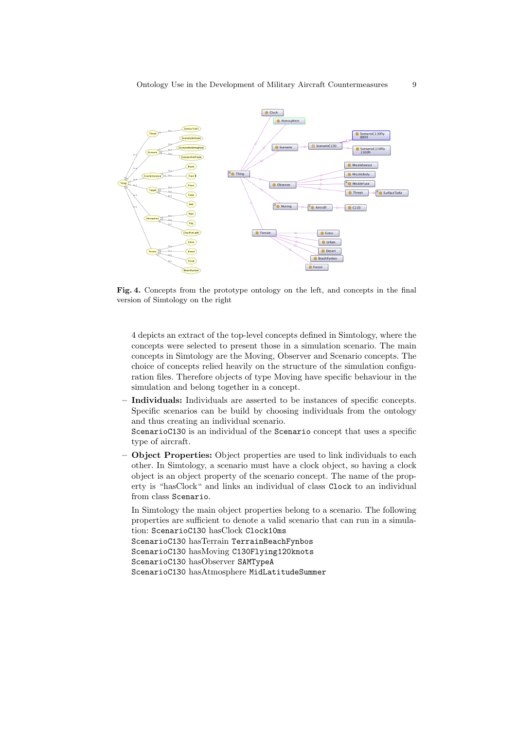**Fig. 4.** Concepts from the prototype ontology on the left, and concepts in the final version of Simtology on the right

4 depicts an extract of the top-level concepts defined in Simtology, where the concepts were selected to present those in a simulation scenario. The main concepts in Simtology are the Moving, Observer and Scenario concepts. The choice of concepts relied heavily on the structure of the simulation configuration files. Therefore objects of type Moving have specific behaviour in the simulation and belong together in a concept.

- **Individuals:** Individuals are asserted to be instances of specific concepts. Specific scenarios can be build by choosing individuals from the ontology and thus creating an individual scenario.
  `ScenarioC130` is an individual of the `Scenario` concept that uses a specific type of aircraft.
- **Object Properties:** Object properties are used to link individuals to each other. In Simtology, a scenario must have a clock object, so having a clock object is an object property of the scenario concept. The name of the property is "hasClock" and links an individual of class `Clock` to an individual from class `Scenario`.

  In Simtology the main object properties belong to a scenario. The following properties are sufficient to denote a valid scenario that can run in a simulation: `ScenarioC130` hasClock `Clock10ms`
  `ScenarioC130` hasTerrain `TerrainBeachFynbos`
  `ScenarioC130` hasMoving `C130Flying120knots`
  `ScenarioC130` hasObserver `SAMTypeA`
  `ScenarioC130` hasAtmosphere `MidLatitudeSummer`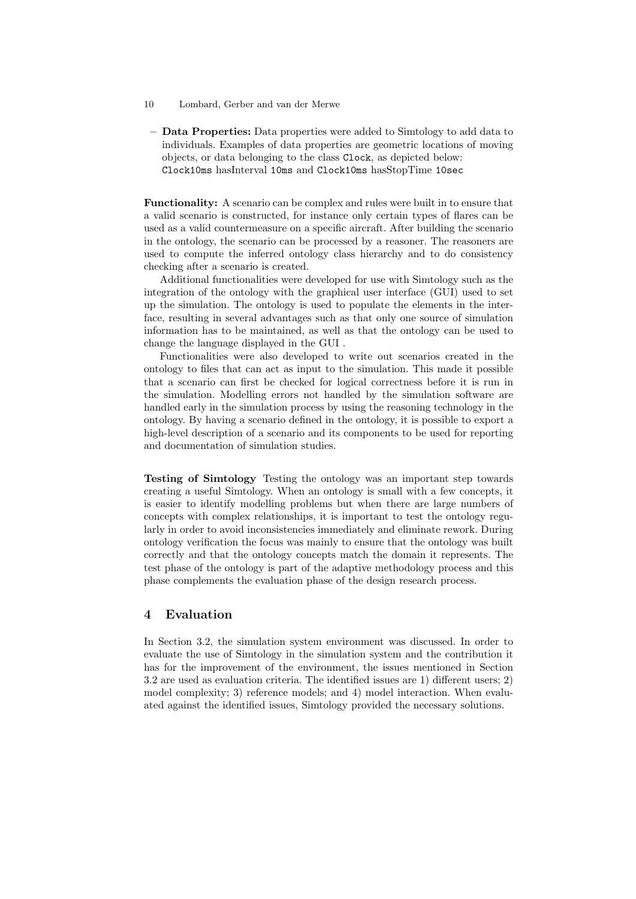- **Data Properties:** Data properties were added to Simtology to add data to individuals. Examples of data properties are geometric locations of moving objects, or data belonging to the class `Clock`, as depicted below: `Clock10ms` hasInterval `10ms` and `Clock10ms` hasStopTime `10sec`

**Functionality:** A scenario can be complex and rules were built in to ensure that a valid scenario is constructed, for instance only certain types of flares can be used as a valid countermeasure on a specific aircraft. After building the scenario in the ontology, the scenario can be processed by a reasoner. The reasoners are used to compute the inferred ontology class hierarchy and to do consistency checking after a scenario is created.

Additional functionalities were developed for use with Simtology such as the integration of the ontology with the graphical user interface (GUI) used to set up the simulation. The ontology is used to populate the elements in the interface, resulting in several advantages such as that only one source of simulation information has to be maintained, as well as that the ontology can be used to change the language displayed in the GUI .

Functionalities were also developed to write out scenarios created in the ontology to files that can act as input to the simulation. This made it possible that a scenario can first be checked for logical correctness before it is run in the simulation. Modelling errors not handled by the simulation software are handled early in the simulation process by using the reasoning technology in the ontology. By having a scenario defined in the ontology, it is possible to export a high-level description of a scenario and its components to be used for reporting and documentation of simulation studies.

**Testing of Simtology** Testing the ontology was an important step towards creating a useful Simtology. When an ontology is small with a few concepts, it is easier to identify modelling problems but when there are large numbers of concepts with complex relationships, it is important to test the ontology regularly in order to avoid inconsistencies immediately and eliminate rework. During ontology verification the focus was mainly to ensure that the ontology was built correctly and that the ontology concepts match the domain it represents. The test phase of the ontology is part of the adaptive methodology process and this phase complements the evaluation phase of the design research process.

## 4 Evaluation

In Section 3.2, the simulation system environment was discussed. In order to evaluate the use of Simtology in the simulation system and the contribution it has for the improvement of the environment, the issues mentioned in Section 3.2 are used as evaluation criteria. The identified issues are 1) different users; 2) model complexity; 3) reference models; and 4) model interaction. When evaluated against the identified issues, Simtology provided the necessary solutions.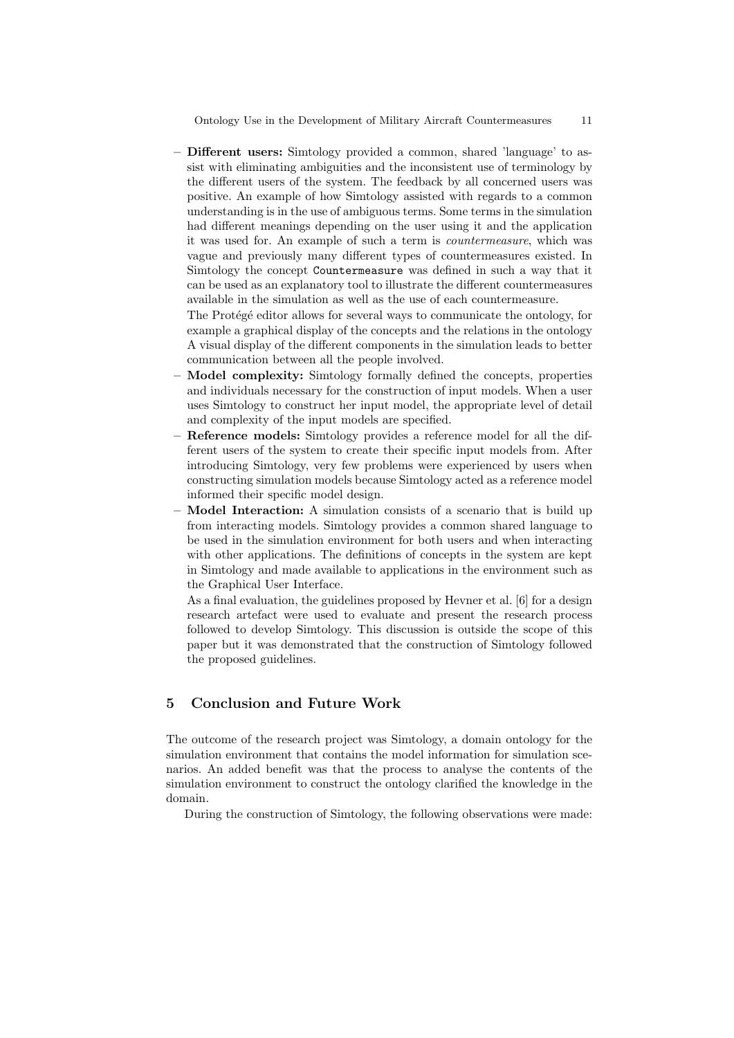- **Different users:** Simtology provided a common, shared 'language' to assist with eliminating ambiguities and the inconsistent use of terminology by the different users of the system. The feedback by all concerned users was positive. An example of how Simtology assisted with regards to a common understanding is in the use of ambiguous terms. Some terms in the simulation had different meanings depending on the user using it and the application it was used for. An example of such a term is *countermeasure*, which was vague and previously many different types of countermeasures existed. In Simtology the concept `Countermeasure` was defined in such a way that it can be used as an explanatory tool to illustrate the different countermeasures available in the simulation as well as the use of each countermeasure.
  The Protégé editor allows for several ways to communicate the ontology, for example a graphical display of the concepts and the relations in the ontology A visual display of the different components in the simulation leads to better communication between all the people involved.
- **Model complexity:** Simtology formally defined the concepts, properties and individuals necessary for the construction of input models. When a user uses Simtology to construct her input model, the appropriate level of detail and complexity of the input models are specified.
- **Reference models:** Simtology provides a reference model for all the different users of the system to create their specific input models from. After introducing Simtology, very few problems were experienced by users when constructing simulation models because Simtology acted as a reference model informed their specific model design.
- **Model Interaction:** A simulation consists of a scenario that is build up from interacting models. Simtology provides a common shared language to be used in the simulation environment for both users and when interacting with other applications. The definitions of concepts in the system are kept in Simtology and made available to applications in the environment such as the Graphical User Interface.
  As a final evaluation, the guidelines proposed by Hevner et al. [6] for a design research artefact were used to evaluate and present the research process followed to develop Simtology. This discussion is outside the scope of this paper but it was demonstrated that the construction of Simtology followed the proposed guidelines.

## 5 Conclusion and Future Work

The outcome of the research project was Simtology, a domain ontology for the simulation environment that contains the model information for simulation scenarios. An added benefit was that the process to analyse the contents of the simulation environment to construct the ontology clarified the knowledge in the domain.

During the construction of Simtology, the following observations were made: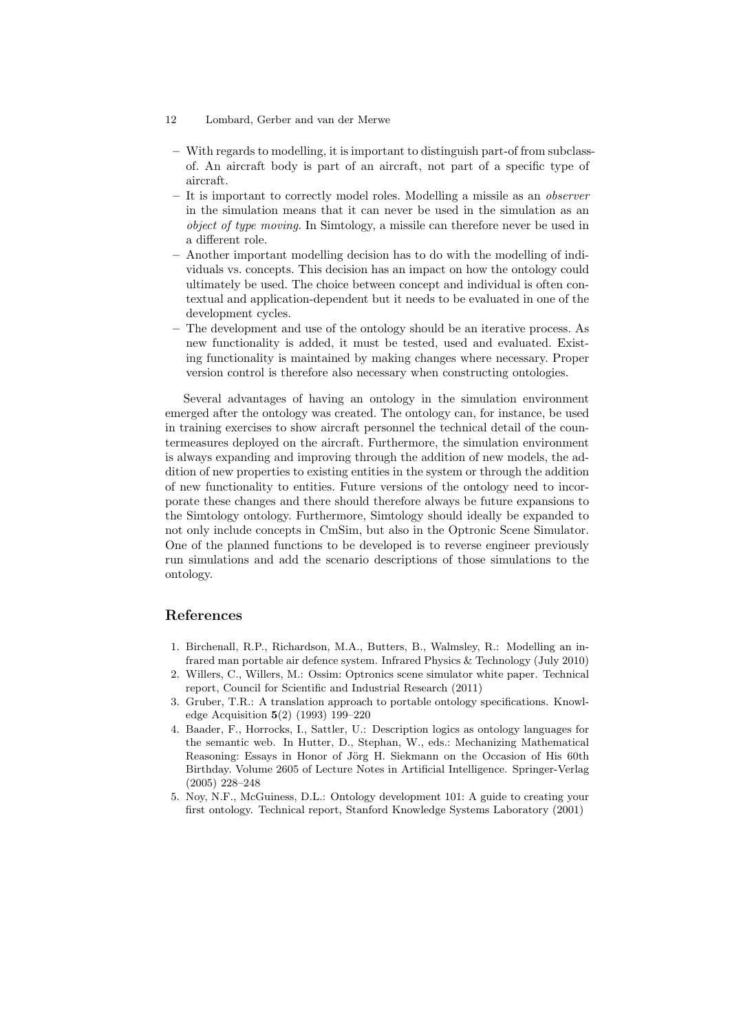- With regards to modelling, it is important to distinguish part-of from subclass-of. An aircraft body is part of an aircraft, not part of a specific type of aircraft.
- It is important to correctly model roles. Modelling a missile as an *observer* in the simulation means that it can never be used in the simulation as an *object of type moving*. In Simtology, a missile can therefore never be used in a different role.
- Another important modelling decision has to do with the modelling of individuals vs. concepts. This decision has an impact on how the ontology could ultimately be used. The choice between concept and individual is often contextual and application-dependent but it needs to be evaluated in one of the development cycles.
- The development and use of the ontology should be an iterative process. As new functionality is added, it must be tested, used and evaluated. Existing functionality is maintained by making changes where necessary. Proper version control is therefore also necessary when constructing ontologies.

Several advantages of having an ontology in the simulation environment emerged after the ontology was created. The ontology can, for instance, be used in training exercises to show aircraft personnel the technical detail of the countermeasures deployed on the aircraft. Furthermore, the simulation environment is always expanding and improving through the addition of new models, the addition of new properties to existing entities in the system or through the addition of new functionality to entities. Future versions of the ontology need to incorporate these changes and there should therefore always be future expansions to the Simtology ontology. Furthermore, Simtology should ideally be expanded to not only include concepts in CmSim, but also in the Optronic Scene Simulator. One of the planned functions to be developed is to reverse engineer previously run simulations and add the scenario descriptions of those simulations to the ontology.

## References

1. Birchenall, R.P., Richardson, M.A., Butters, B., Walmsley, R.: Modelling an infrared man portable air defence system. Infrared Physics & Technology (July 2010)
2. Willers, C., Willers, M.: Ossim: Optronics scene simulator white paper. Technical report, Council for Scientific and Industrial Research (2011)
3. Gruber, T.R.: A translation approach to portable ontology specifications. Knowledge Acquisition **5**(2) (1993) 199–220
4. Baader, F., Horrocks, I., Sattler, U.: Description logics as ontology languages for the semantic web. In Hutter, D., Stephan, W., eds.: Mechanizing Mathematical Reasoning: Essays in Honor of Jörg H. Siekmann on the Occasion of His 60th Birthday. Volume 2605 of Lecture Notes in Artificial Intelligence. Springer-Verlag (2005) 228–248
5. Noy, N.F., McGuiness, D.L.: Ontology development 101: A guide to creating your first ontology. Technical report, Stanford Knowledge Systems Laboratory (2001)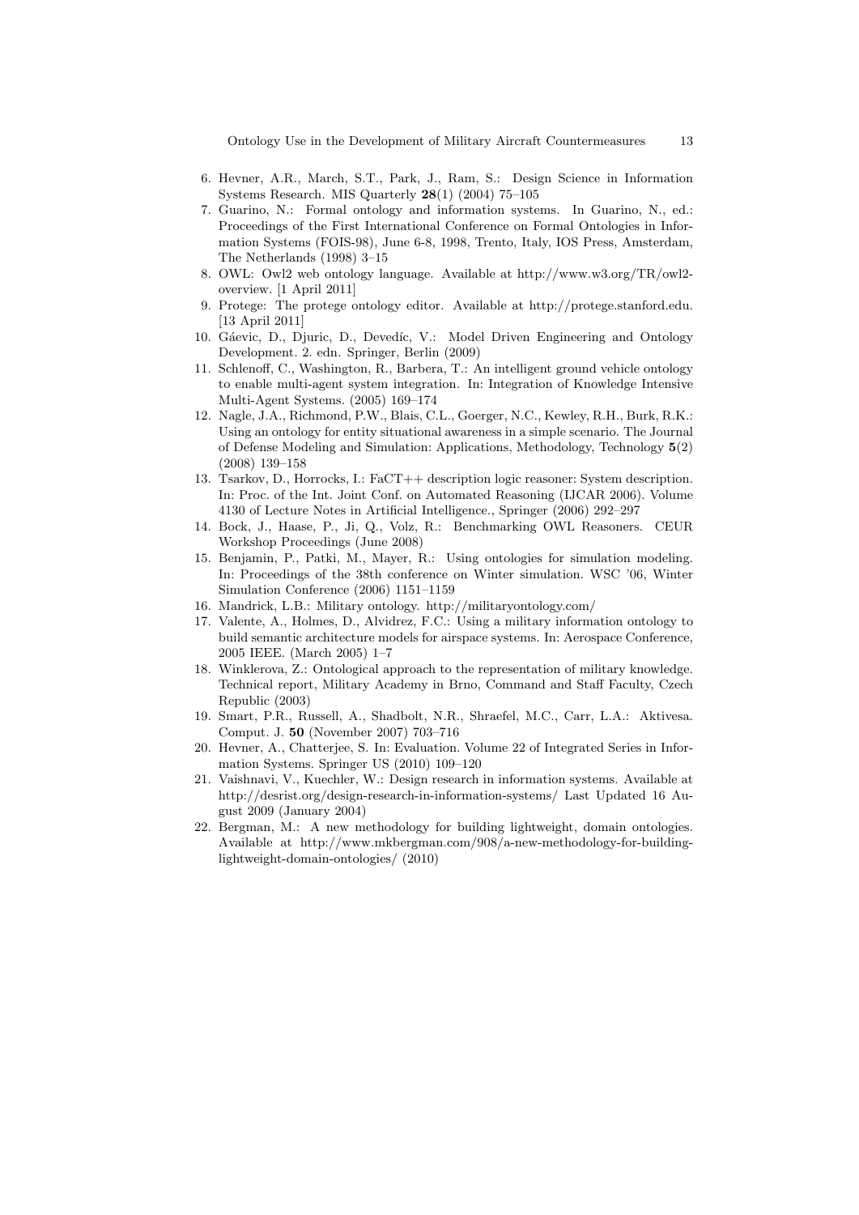6. Hevner, A.R., March, S.T., Park, J., Ram, S.: Design Science in Information Systems Research. MIS Quarterly **28**(1) (2004) 75–105
7. Guarino, N.: Formal ontology and information systems. In Guarino, N., ed.: Proceedings of the First International Conference on Formal Ontologies in Information Systems (FOIS-98), June 6-8, 1998, Trento, Italy, IOS Press, Amsterdam, The Netherlands (1998) 3–15
8. OWL: Owl2 web ontology language. Available at http://www.w3.org/TR/owl2-overview. [1 April 2011]
9. Protege: The protege ontology editor. Available at http://protege.stanford.edu. [13 April 2011]
10. Gáevic, D., Djuric, D., Devedíc, V.: Model Driven Engineering and Ontology Development. 2. edn. Springer, Berlin (2009)
11. Schlenoff, C., Washington, R., Barbera, T.: An intelligent ground vehicle ontology to enable multi-agent system integration. In: Integration of Knowledge Intensive Multi-Agent Systems. (2005) 169–174
12. Nagle, J.A., Richmond, P.W., Blais, C.L., Goerger, N.C., Kewley, R.H., Burk, R.K.: Using an ontology for entity situational awareness in a simple scenario. The Journal of Defense Modeling and Simulation: Applications, Methodology, Technology **5**(2) (2008) 139–158
13. Tsarkov, D., Horrocks, I.: FaCT++ description logic reasoner: System description. In: Proc. of the Int. Joint Conf. on Automated Reasoning (IJCAR 2006). Volume 4130 of Lecture Notes in Artificial Intelligence., Springer (2006) 292–297
14. Bock, J., Haase, P., Ji, Q., Volz, R.: Benchmarking OWL Reasoners. CEUR Workshop Proceedings (June 2008)
15. Benjamin, P., Patki, M., Mayer, R.: Using ontologies for simulation modeling. In: Proceedings of the 38th conference on Winter simulation. WSC '06, Winter Simulation Conference (2006) 1151–1159
16. Mandrick, L.B.: Military ontology. http://militaryontology.com/
17. Valente, A., Holmes, D., Alvidrez, F.C.: Using a military information ontology to build semantic architecture models for airspace systems. In: Aerospace Conference, 2005 IEEE. (March 2005) 1–7
18. Winklerova, Z.: Ontological approach to the representation of military knowledge. Technical report, Military Academy in Brno, Command and Staff Faculty, Czech Republic (2003)
19. Smart, P.R., Russell, A., Shadbolt, N.R., Shraefel, M.C., Carr, L.A.: Aktivesa. Comput. J. **50** (November 2007) 703–716
20. Hevner, A., Chatterjee, S. In: Evaluation. Volume 22 of Integrated Series in Information Systems. Springer US (2010) 109–120
21. Vaishnavi, V., Kuechler, W.: Design research in information systems. Available at http://desrist.org/design-research-in-information-systems/ Last Updated 16 August 2009 (January 2004)
22. Bergman, M.: A new methodology for building lightweight, domain ontologies. Available at http://www.mkbergman.com/908/a-new-methodology-for-building-lightweight-domain-ontologies/ (2010)